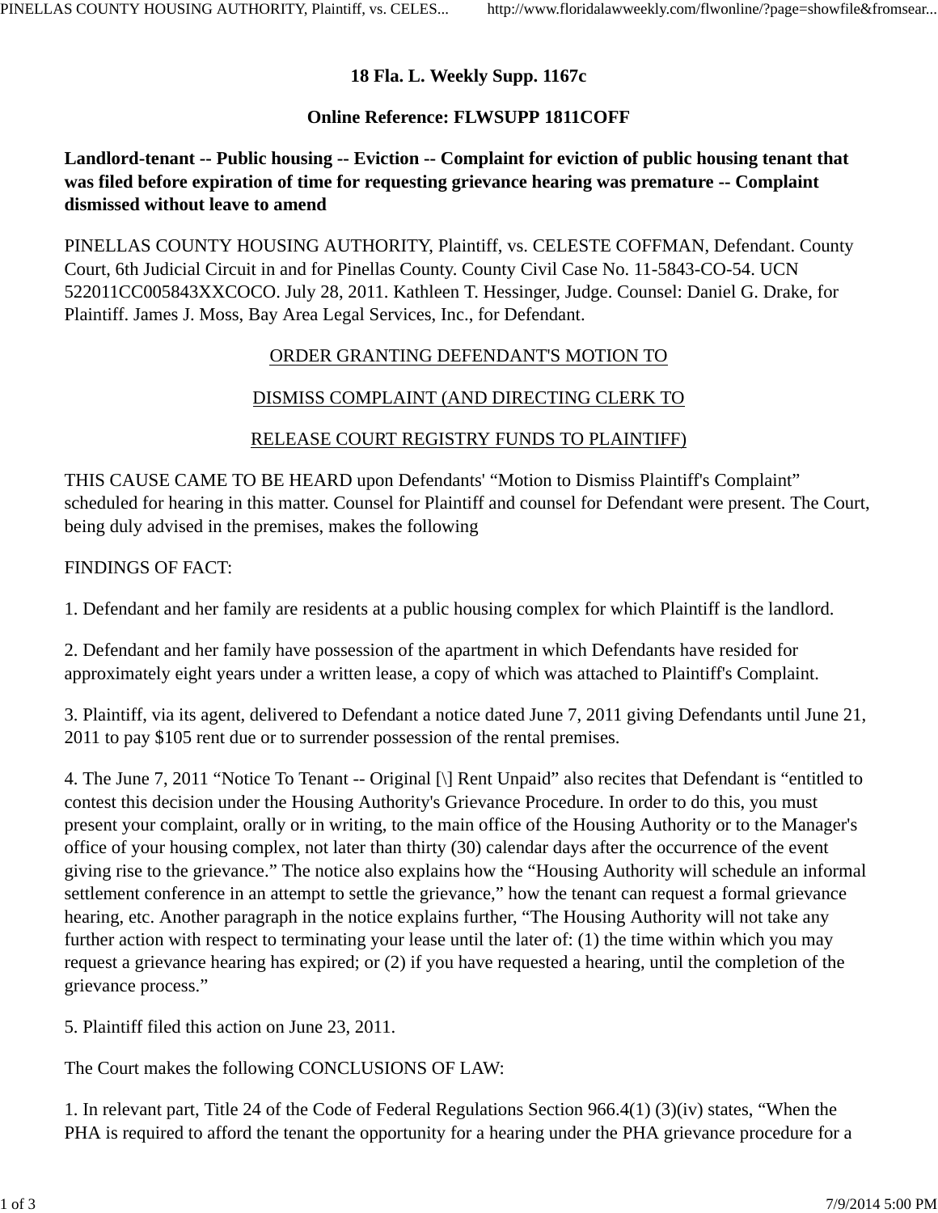**18 Fla. L. Weekly Supp. 1167c**

**Online Reference: FLWSUPP 1811COFF**

**Landlord-tenant -- Public housing -- Eviction -- Complaint for eviction of public housing tenant that was filed before expiration of time for requesting grievance hearing was premature -- Complaint dismissed without leave to amend**

PINELLAS COUNTY HOUSING AUTHORITY, Plaintiff, vs. CELESTE COFFMAN, Defendant. County Court, 6th Judicial Circuit in and for Pinellas County. County Civil Case No. 11-5843-CO-54. UCN 522011CC005843XXCOCO. July 28, 2011. Kathleen T. Hessinger, Judge. Counsel: Daniel G. Drake, for Plaintiff. James J. Moss, Bay Area Legal Services, Inc., for Defendant.

ORDER GRANTING DEFENDANT'S MOTION TO

DISMISS COMPLAINT (AND DIRECTING CLERK TO

RELEASE COURT REGISTRY FUNDS TO PLAINTIFF)

THIS CAUSE CAME TO BE HEARD upon Defendants' "Motion to Dismiss Plaintiff's Complaint" scheduled for hearing in this matter. Counsel for Plaintiff and counsel for Defendant were present. The Court, being duly advised in the premises, makes the following

FINDINGS OF FACT:

1. Defendant and her family are residents at a public housing complex for which Plaintiff is the landlord.

2. Defendant and her family have possession of the apartment in which Defendants have resided for approximately eight years under a written lease, a copy of which was attached to Plaintiff's Complaint.

3. Plaintiff, via its agent, delivered to Defendant a notice dated June 7, 2011 giving Defendants until June 21, 2011 to pay $105 rent due or to surrender possession of the rental premises.

4. The June 7, 2011 "Notice To Tenant -- Original [\] Rent Unpaid" also recites that Defendant is "entitled to contest this decision under the Housing Authority's Grievance Procedure. In order to do this, you must present your complaint, orally or in writing, to the main office of the Housing Authority or to the Manager's office of your housing complex, not later than thirty (30) calendar days after the occurrence of the event giving rise to the grievance." The notice also explains how the "Housing Authority will schedule an informal settlement conference in an attempt to settle the grievance," how the tenant can request a formal grievance hearing, etc. Another paragraph in the notice explains further, "The Housing Authority will not take any further action with respect to terminating your lease until the later of: (1) the time within which you may request a grievance hearing has expired; or (2) if you have requested a hearing, until the completion of the grievance process."

5. Plaintiff filed this action on June 23, 2011.

The Court makes the following CONCLUSIONS OF LAW:

1. In relevant part, Title 24 of the Code of Federal Regulations Section 966.4(1) (3)(iv) states, "When the PHA is required to afford the tenant the opportunity for a hearing under the PHA grievance procedure for a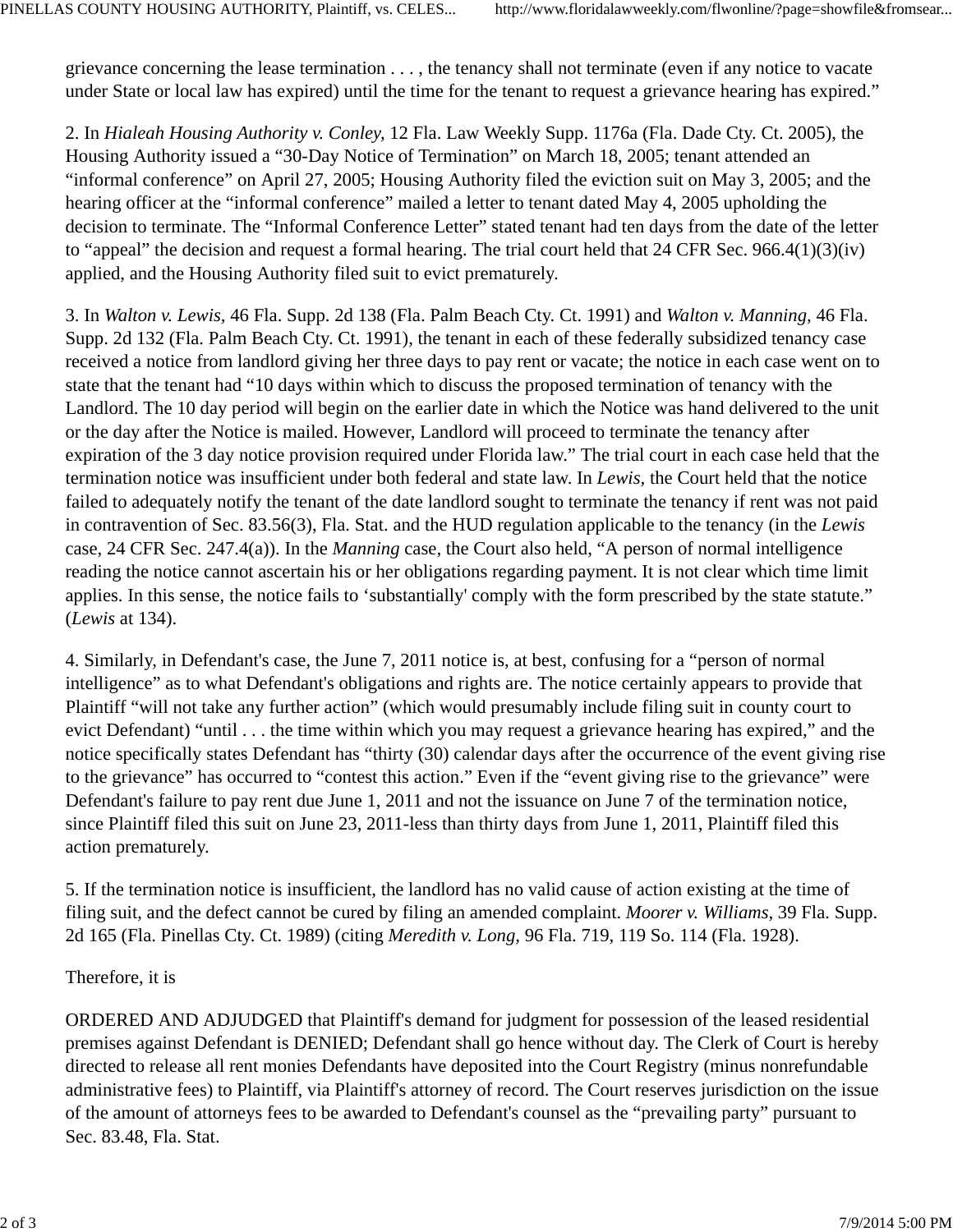grievance concerning the lease termination . . . , the tenancy shall not terminate (even if any notice to vacate under State or local law has expired) until the time for the tenant to request a grievance hearing has expired."

2. In *Hialeah Housing Authority v. Conley,* 12 Fla. Law Weekly Supp. 1176a (Fla. Dade Cty. Ct. 2005), the Housing Authority issued a "30-Day Notice of Termination" on March 18, 2005; tenant attended an "informal conference" on April 27, 2005; Housing Authority filed the eviction suit on May 3, 2005; and the hearing officer at the "informal conference" mailed a letter to tenant dated May 4, 2005 upholding the decision to terminate. The "Informal Conference Letter" stated tenant had ten days from the date of the letter to "appeal" the decision and request a formal hearing. The trial court held that 24 CFR Sec. 966.4(1)(3)(iv) applied, and the Housing Authority filed suit to evict prematurely.

3. In *Walton v. Lewis,* 46 Fla. Supp. 2d 138 (Fla. Palm Beach Cty. Ct. 1991) and *Walton v. Manning,* 46 Fla. Supp. 2d 132 (Fla. Palm Beach Cty. Ct. 1991), the tenant in each of these federally subsidized tenancy case received a notice from landlord giving her three days to pay rent or vacate; the notice in each case went on to state that the tenant had "10 days within which to discuss the proposed termination of tenancy with the Landlord. The 10 day period will begin on the earlier date in which the Notice was hand delivered to the unit or the day after the Notice is mailed. However, Landlord will proceed to terminate the tenancy after expiration of the 3 day notice provision required under Florida law." The trial court in each case held that the termination notice was insufficient under both federal and state law. In *Lewis*, the Court held that the notice failed to adequately notify the tenant of the date landlord sought to terminate the tenancy if rent was not paid in contravention of Sec. 83.56(3), Fla. Stat. and the HUD regulation applicable to the tenancy (in the *Lewis* case, 24 CFR Sec. 247.4(a)). In the *Manning* case, the Court also held, "A person of normal intelligence reading the notice cannot ascertain his or her obligations regarding payment. It is not clear which time limit applies. In this sense, the notice fails to 'substantially' comply with the form prescribed by the state statute." (*Lewis* at 134).

4. Similarly, in Defendant's case, the June 7, 2011 notice is, at best, confusing for a "person of normal intelligence" as to what Defendant's obligations and rights are. The notice certainly appears to provide that Plaintiff "will not take any further action" (which would presumably include filing suit in county court to evict Defendant) "until . . . the time within which you may request a grievance hearing has expired," and the notice specifically states Defendant has "thirty (30) calendar days after the occurrence of the event giving rise to the grievance" has occurred to "contest this action." Even if the "event giving rise to the grievance" were Defendant's failure to pay rent due June 1, 2011 and not the issuance on June 7 of the termination notice, since Plaintiff filed this suit on June 23, 2011-less than thirty days from June 1, 2011, Plaintiff filed this action prematurely.

5. If the termination notice is insufficient, the landlord has no valid cause of action existing at the time of filing suit, and the defect cannot be cured by filing an amended complaint. *Moorer v. Williams*, 39 Fla. Supp. 2d 165 (Fla. Pinellas Cty. Ct. 1989) (citing *Meredith v. Long*, 96 Fla. 719, 119 So. 114 (Fla. 1928).

Therefore, it is

ORDERED AND ADJUDGED that Plaintiff's demand for judgment for possession of the leased residential premises against Defendant is DENIED; Defendant shall go hence without day. The Clerk of Court is hereby directed to release all rent monies Defendants have deposited into the Court Registry (minus nonrefundable administrative fees) to Plaintiff, via Plaintiff's attorney of record. The Court reserves jurisdiction on the issue of the amount of attorneys fees to be awarded to Defendant's counsel as the "prevailing party" pursuant to Sec. 83.48, Fla. Stat.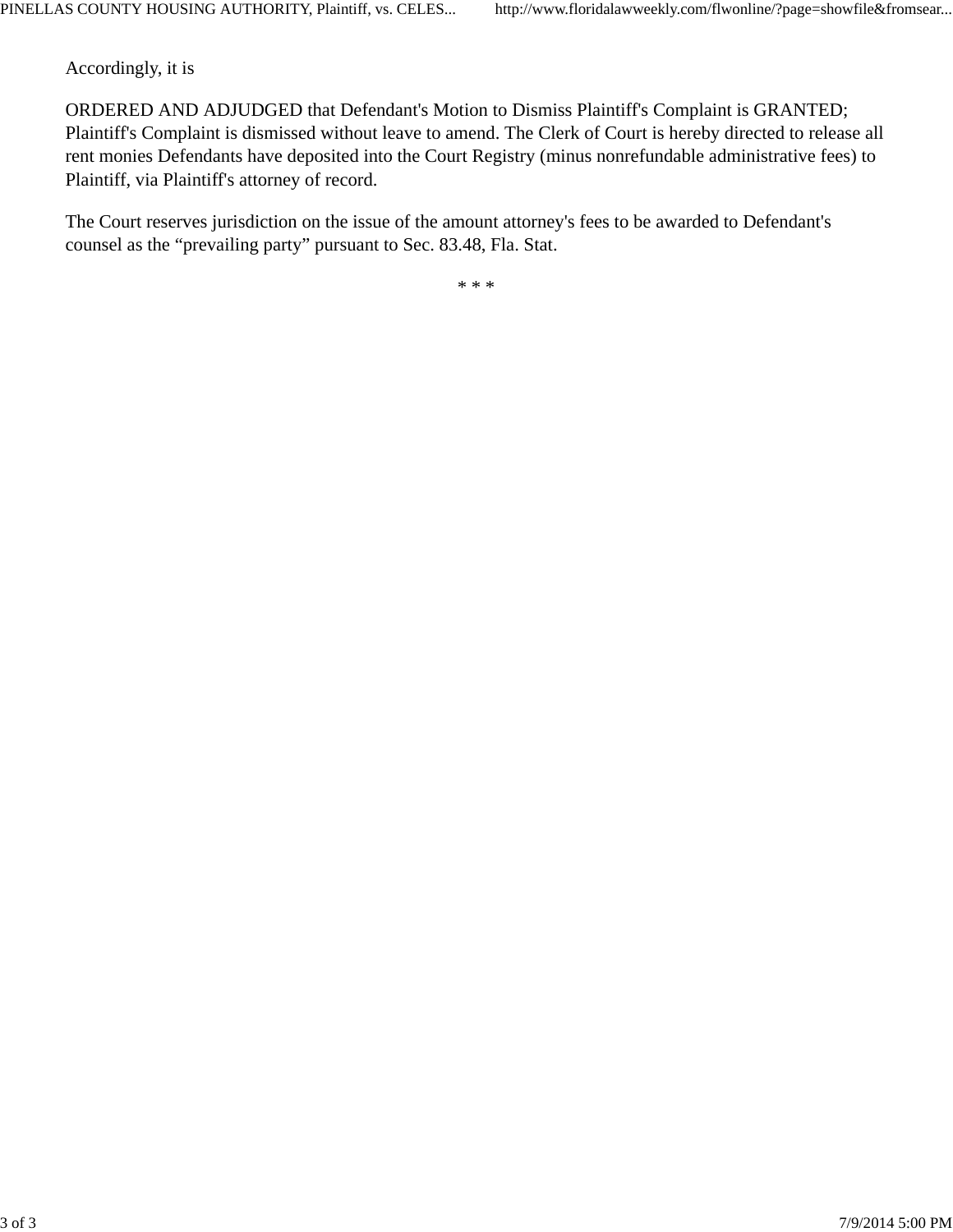Accordingly, it is

ORDERED AND ADJUDGED that Defendant's Motion to Dismiss Plaintiff's Complaint is GRANTED; Plaintiff's Complaint is dismissed without leave to amend. The Clerk of Court is hereby directed to release all rent monies Defendants have deposited into the Court Registry (minus nonrefundable administrative fees) to Plaintiff, via Plaintiff's attorney of record.

The Court reserves jurisdiction on the issue of the amount attorney's fees to be awarded to Defendant's counsel as the “prevailing party” pursuant to Sec. 83.48, Fla. Stat.

\* \* \*